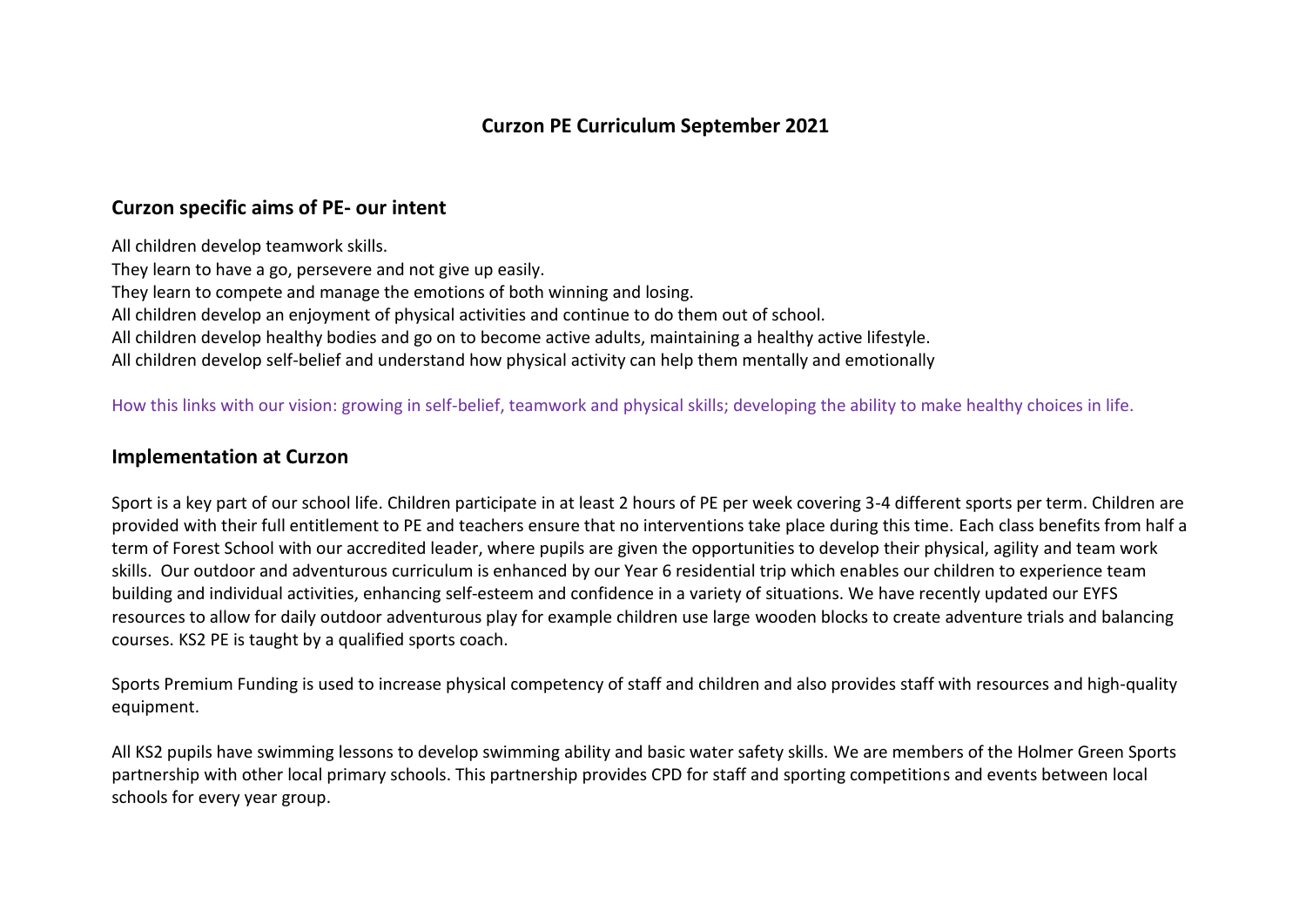# Curzon PE Curriculum September 2021

## Curzon specific aims of PE- our intent

All children develop teamwork skills.
They learn to have a go, persevere and not give up easily.
They learn to compete and manage the emotions of both winning and losing.
All children develop an enjoyment of physical activities and continue to do them out of school.
All children develop healthy bodies and go on to become active adults, maintaining a healthy active lifestyle.
All children develop self-belief and understand how physical activity can help them mentally and emotionally

How this links with our vision: growing in self-belief, teamwork and physical skills; developing the ability to make healthy choices in life.

## Implementation at Curzon

Sport is a key part of our school life. Children participate in at least 2 hours of PE per week covering 3-4 different sports per term. Children are provided with their full entitlement to PE and teachers ensure that no interventions take place during this time. Each class benefits from half a term of Forest School with our accredited leader, where pupils are given the opportunities to develop their physical, agility and team work skills. Our outdoor and adventurous curriculum is enhanced by our Year 6 residential trip which enables our children to experience team building and individual activities, enhancing self-esteem and confidence in a variety of situations. We have recently updated our EYFS resources to allow for daily outdoor adventurous play for example children use large wooden blocks to create adventure trials and balancing courses. KS2 PE is taught by a qualified sports coach.

Sports Premium Funding is used to increase physical competency of staff and children and also provides staff with resources and high-quality equipment.

All KS2 pupils have swimming lessons to develop swimming ability and basic water safety skills. We are members of the Holmer Green Sports partnership with other local primary schools. This partnership provides CPD for staff and sporting competitions and events between local schools for every year group.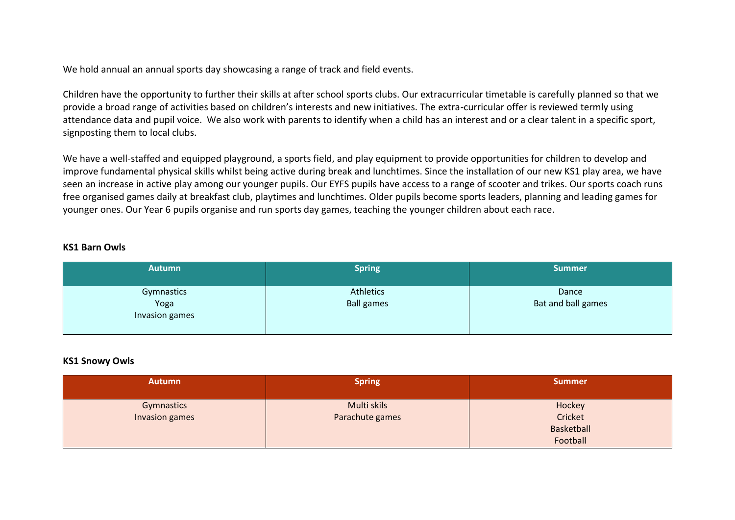We hold annual an annual sports day showcasing a range of track and field events.

Children have the opportunity to further their skills at after school sports clubs. Our extracurricular timetable is carefully planned so that we provide a broad range of activities based on children's interests and new initiatives. The extra-curricular offer is reviewed termly using attendance data and pupil voice.  We also work with parents to identify when a child has an interest and or a clear talent in a specific sport, signposting them to local clubs.

We have a well-staffed and equipped playground, a sports field, and play equipment to provide opportunities for children to develop and improve fundamental physical skills whilst being active during break and lunchtimes. Since the installation of our new KS1 play area, we have seen an increase in active play among our younger pupils. Our EYFS pupils have access to a range of scooter and trikes. Our sports coach runs free organised games daily at breakfast club, playtimes and lunchtimes. Older pupils become sports leaders, planning and leading games for younger ones. Our Year 6 pupils organise and run sports day games, teaching the younger children about each race.

**KS1 Barn Owls**

| Autumn | Spring | Summer |
| --- | --- | --- |
| Gymnastics<br>Yoga<br>Invasion games | Athletics<br>Ball games | Dance<br>Bat and ball games |

**KS1 Snowy Owls**

| Autumn | Spring | Summer |
| --- | --- | --- |
| Gymnastics<br>Invasion games | Multi skils<br>Parachute games | Hockey<br>Cricket<br>Basketball<br>Football |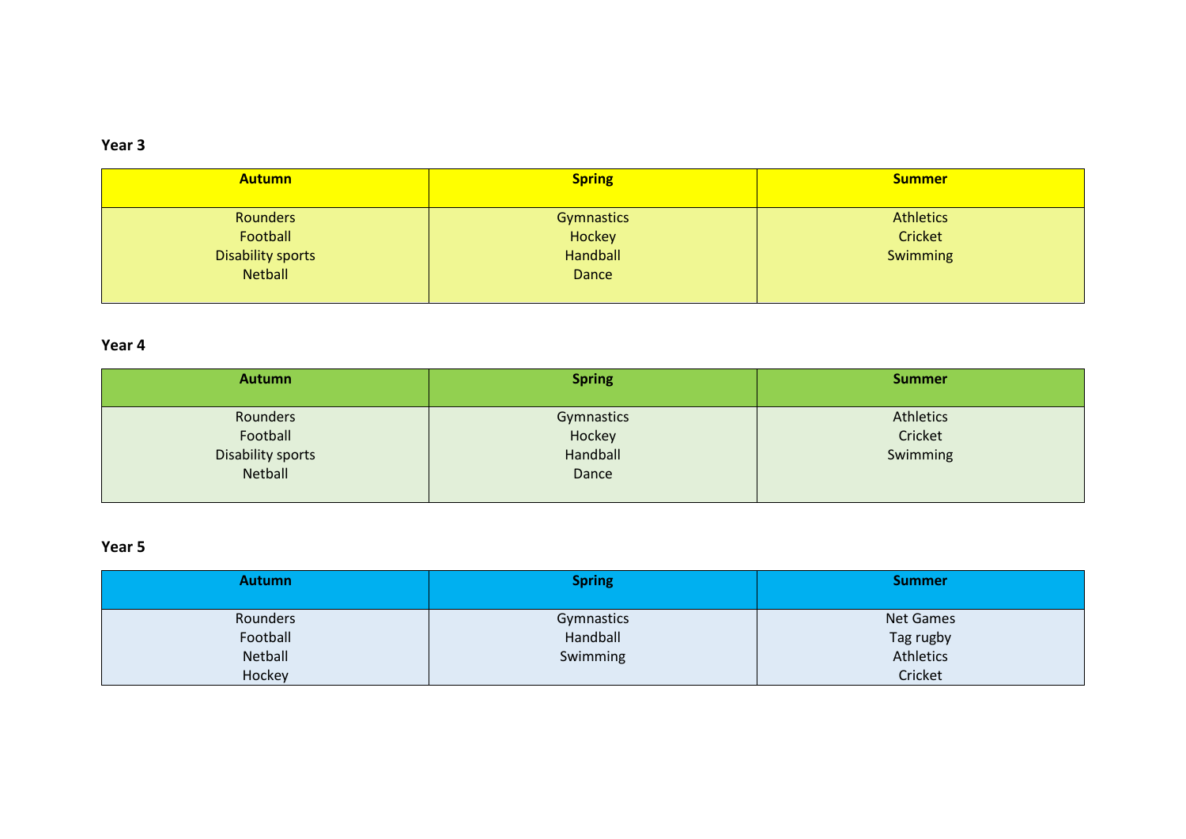**Year 3**

| Autumn | Spring | Summer |
| --- | --- | --- |
| Rounders<br>Football<br>Disability sports<br>Netball | Gymnastics<br>Hockey<br>Handball<br>Dance | Athletics<br>Cricket<br>Swimming |

**Year 4**

| Autumn | Spring | Summer |
| --- | --- | --- |
| Rounders<br>Football<br>Disability sports<br>Netball | Gymnastics<br>Hockey<br>Handball<br>Dance | Athletics<br>Cricket<br>Swimming |

**Year 5**

| Autumn | Spring | Summer |
| --- | --- | --- |
| Rounders<br>Football<br>Netball<br>Hockey | Gymnastics<br>Handball<br>Swimming | Net Games<br>Tag rugby<br>Athletics<br>Cricket |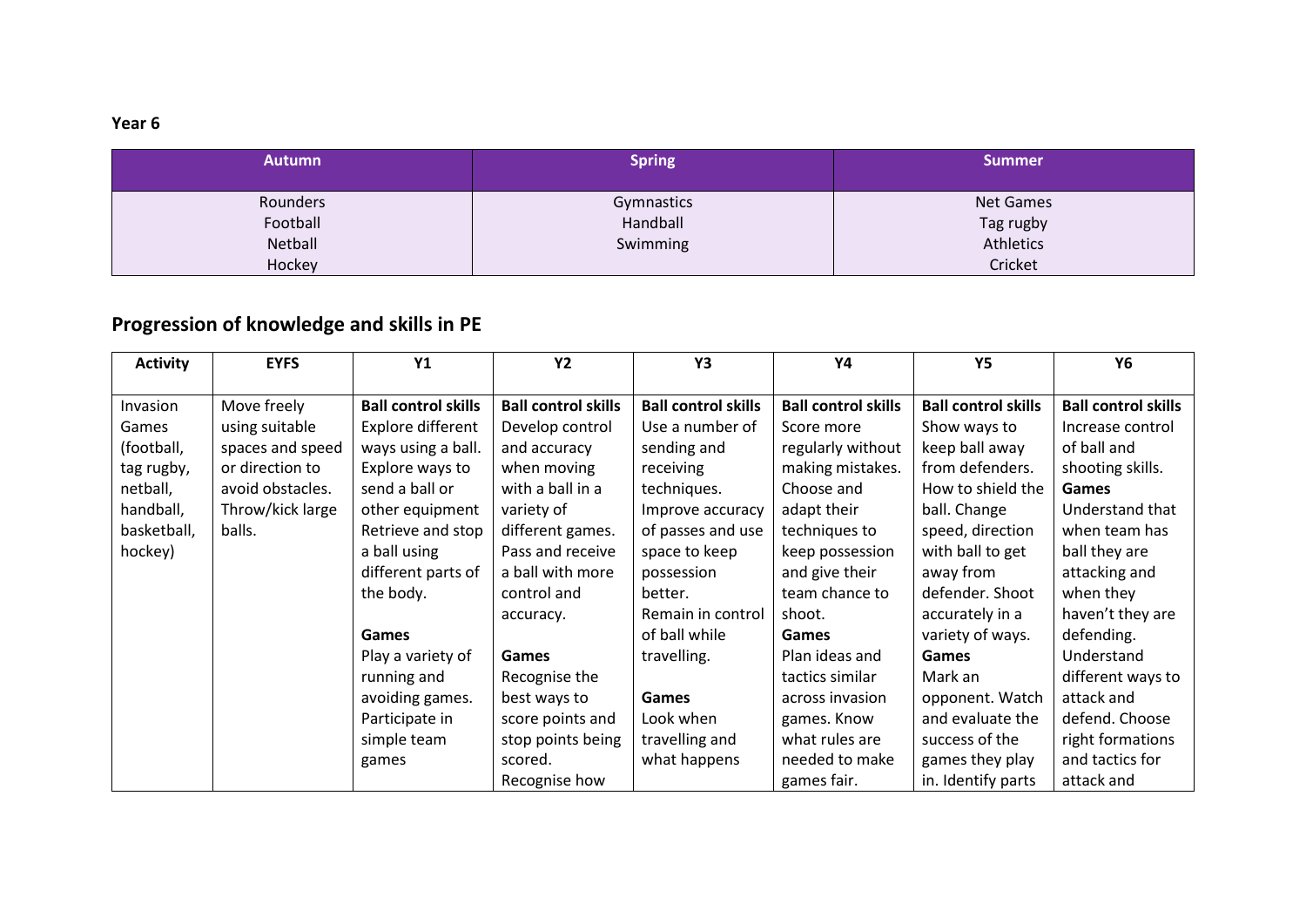**Year 6**

| Autumn | Spring | Summer |
|---|---|---|
| Rounders<br>Football<br>Netball<br>Hockey | Gymnastics<br>Handball<br>Swimming | Net Games<br>Tag rugby<br>Athletics<br>Cricket |

## Progression of knowledge and skills in PE

| Activity | EYFS | Y1 | Y2 | Y3 | Y4 | Y5 | Y6 |
|---|---|---|---|---|---|---|---|
| Invasion Games (football, tag rugby, netball, handball, basketball, hockey) | Move freely using suitable spaces and speed or direction to avoid obstacles. Throw/kick large balls. | **Ball control skills**<br>Explore different ways using a ball. Explore ways to send a ball or other equipment Retrieve and stop a ball using different parts of the body.<br><br>**Games**<br>Play a variety of running and avoiding games. Participate in simple team games | **Ball control skills**<br>Develop control and accuracy when moving with a ball in a variety of different games. Pass and receive a ball with more control and accuracy.<br><br>**Games**<br>Recognise the best ways to score points and stop points being scored. Recognise how | **Ball control skills**<br>Use a number of sending and receiving techniques. Improve accuracy of passes and use space to keep possession better. Remain in control of ball while travelling.<br><br>**Games**<br>Look when travelling and what happens | **Ball control skills**<br>Score more regularly without making mistakes. Choose and adapt their techniques to keep possession and give their team chance to shoot.<br>**Games**<br>Plan ideas and tactics similar across invasion games. Know what rules are needed to make games fair. | **Ball control skills**<br>Show ways to keep ball away from defenders. How to shield the ball. Change speed, direction with ball to get away from defender. Shoot accurately in a variety of ways.<br>**Games**<br>Mark an opponent. Watch and evaluate the success of the games they play in. Identify parts | **Ball control skills**<br>Increase control of ball and shooting skills.<br>**Games**<br>Understand that when team has ball they are attacking and when they haven't they are defending. Understand different ways to attack and defend. Choose right formations and tactics for attack and |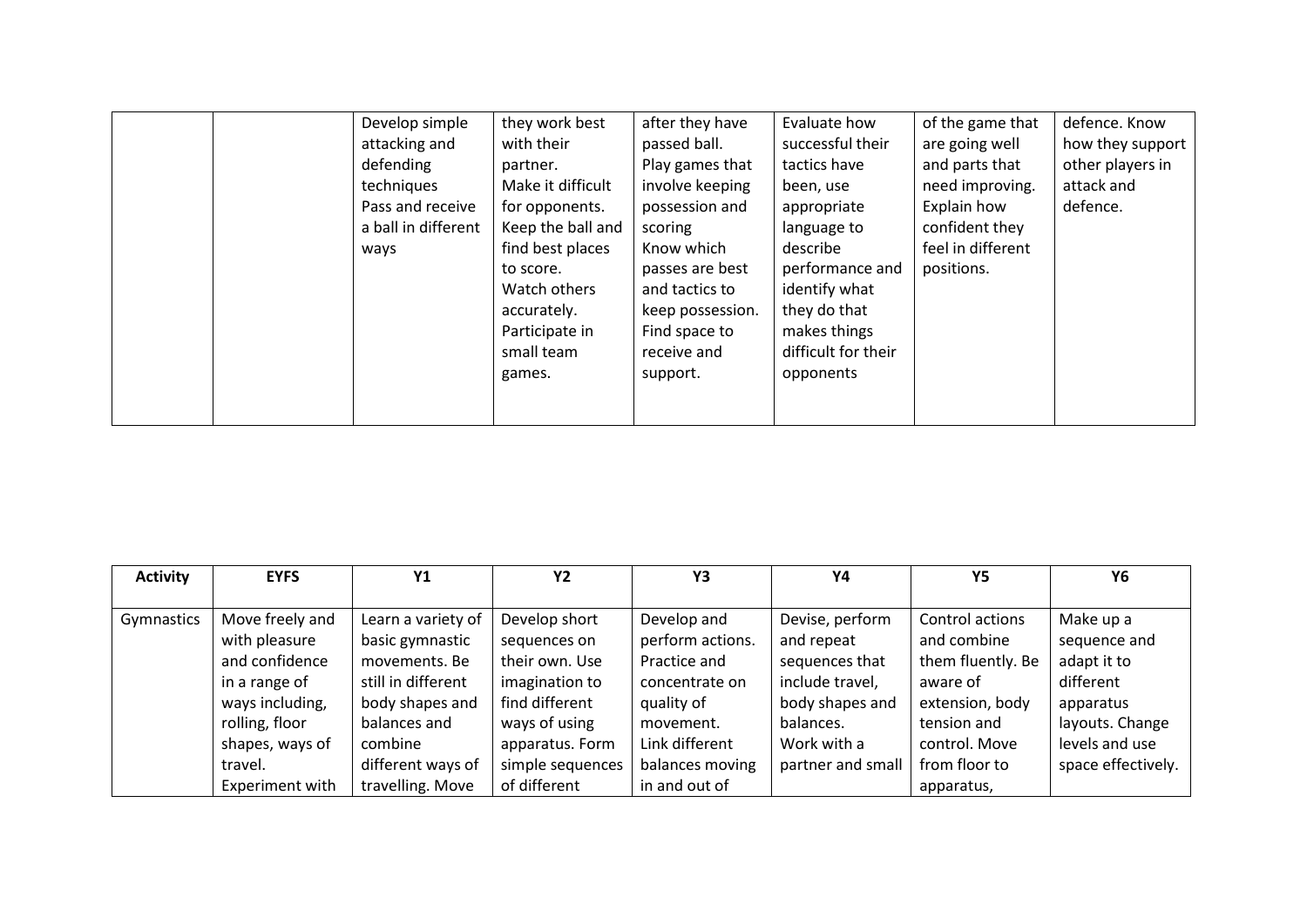| | | | | | | | |
|---|---|---|---|---|---|---|---|
| | | Develop simple attacking and defending techniques Pass and receive a ball in different ways | they work best with their partner. Make it difficult for opponents. Keep the ball and find best places to score. Watch others accurately. Participate in small team games. | after they have passed ball. Play games that involve keeping possession and scoring Know which passes are best and tactics to keep possession. Find space to receive and support. | Evaluate how successful their tactics have been, use appropriate language to describe performance and identify what they do that makes things difficult for their opponents | of the game that are going well and parts that need improving. Explain how confident they feel in different positions. | defence. Know how they support other players in attack and defence. |

| Activity | EYFS | Y1 | Y2 | Y3 | Y4 | Y5 | Y6 |
|---|---|---|---|---|---|---|---|
| Gymnastics | Move freely and with pleasure and confidence in a range of ways including, rolling, floor shapes, ways of travel. Experiment with | Learn a variety of basic gymnastic movements. Be still in different body shapes and balances and combine different ways of travelling. Move | Develop short sequences on their own. Use imagination to find different ways of using apparatus. Form simple sequences of different | Develop and perform actions. Practice and concentrate on quality of movement. Link different balances moving in and out of | Devise, perform and repeat sequences that include travel, body shapes and balances. Work with a partner and small | Control actions and combine them fluently. Be aware of extension, body tension and control. Move from floor to apparatus, | Make up a sequence and adapt it to different apparatus layouts. Change levels and use space effectively. |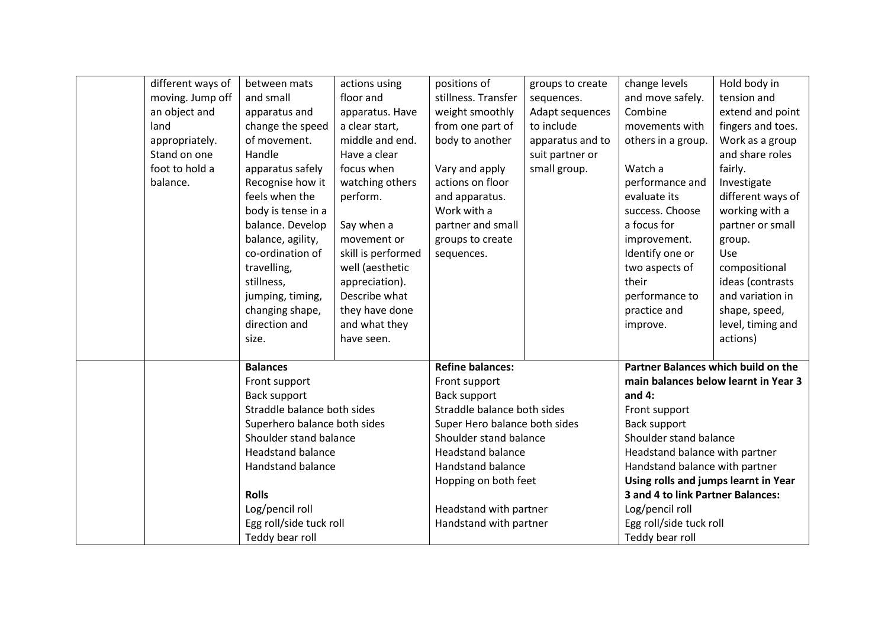| | | | | | | | |
|---|---|---|---|---|---|---|---|
| | different ways of moving. Jump off an object and land appropriately. Stand on one foot to hold a balance. | between mats and small apparatus and change the speed of movement. Handle apparatus safely Recognise how it feels when the body is tense in a balance. Develop balance, agility, co-ordination of travelling, stillness, jumping, timing, changing shape, direction and size. | actions using floor and apparatus. Have a clear start, middle and end. Have a clear focus when watching others perform.<br><br>Say when a movement or skill is performed well (aesthetic appreciation). Describe what they have done and what they have seen. | positions of stillness. Transfer weight smoothly from one part of body to another<br><br>Vary and apply actions on floor and apparatus. Work with a partner and small groups to create sequences. | groups to create sequences. Adapt sequences to include apparatus and to suit partner or small group. | change levels and move safely. Combine movements with others in a group.<br><br>Watch a performance and evaluate its success. Choose a focus for improvement. Identify one or two aspects of their performance to practice and improve. | Hold body in tension and extend and point fingers and toes. Work as a group and share roles fairly. Investigate different ways of working with a partner or small group. Use compositional ideas (contrasts and variation in shape, speed, level, timing and actions) |
| | | **Balances**<br>Front support<br>Back support<br>Straddle balance both sides<br>Superhero balance both sides<br>Shoulder stand balance<br>Headstand balance<br>Handstand balance<br><br>**Rolls**<br>Log/pencil roll<br>Egg roll/side tuck roll<br>Teddy bear roll | | **Refine balances:**<br>Front support<br>Back support<br>Straddle balance both sides<br>Super Hero balance both sides<br>Shoulder stand balance<br>Headstand balance<br>Handstand balance<br>Hopping on both feet<br><br>Headstand with partner<br>Handstand with partner | | **Partner Balances which build on the main balances below learnt in Year 3 and 4:**<br>Front support<br>Back support<br>Shoulder stand balance<br>Headstand balance with partner<br>Handstand balance with partner<br>**Using rolls and jumps learnt in Year 3 and 4 to link Partner Balances:**<br>Log/pencil roll<br>Egg roll/side tuck roll<br>Teddy bear roll | |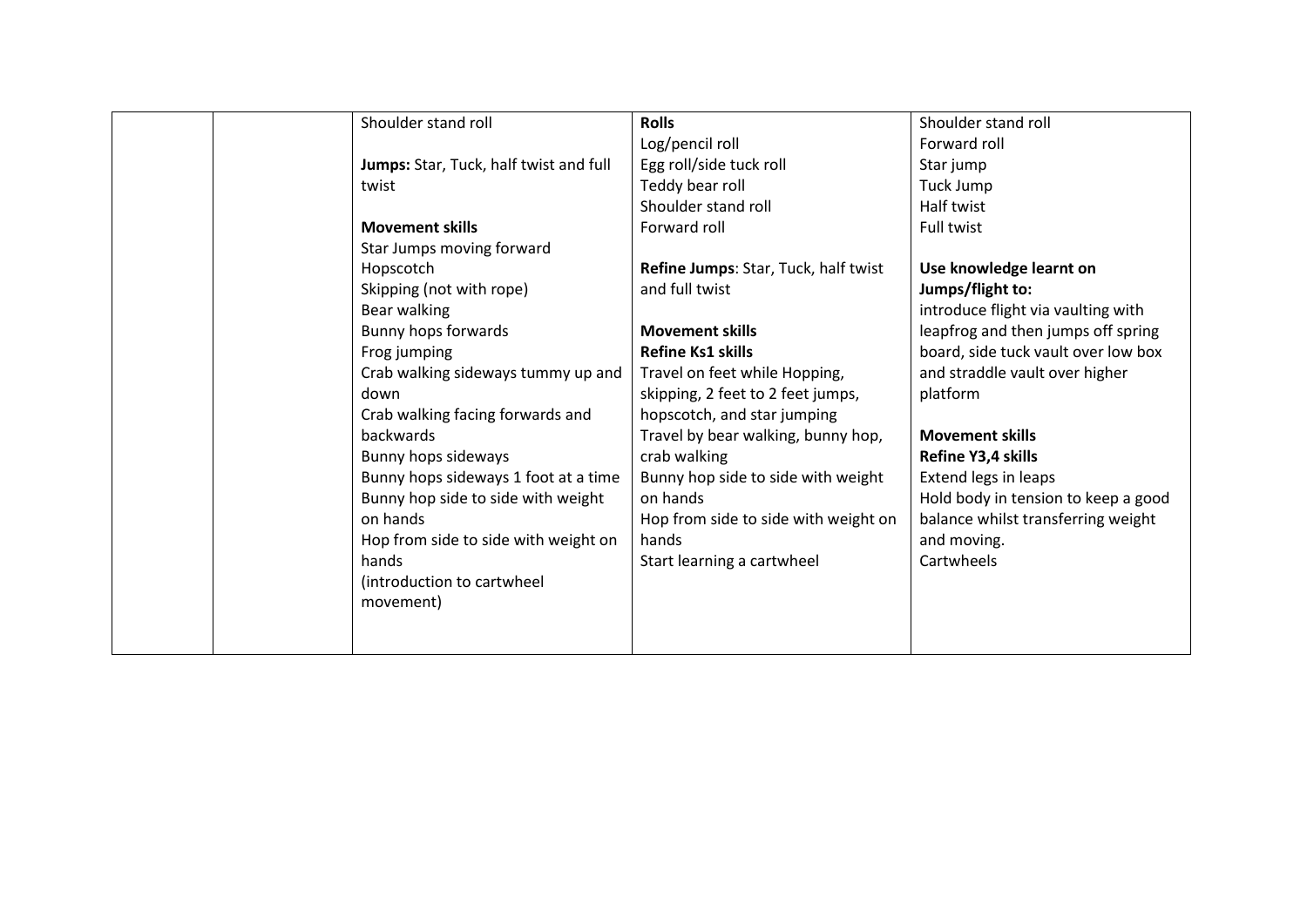| | | | | |
|---|---|---|---|---|
| | | Shoulder stand roll<br><br>**Jumps:** Star, Tuck, half twist and full twist<br><br>**Movement skills**<br>Star Jumps moving forward<br>Hopscotch<br>Skipping (not with rope)<br>Bear walking<br>Bunny hops forwards<br>Frog jumping<br>Crab walking sideways tummy up and down<br>Crab walking facing forwards and backwards<br>Bunny hops sideways<br>Bunny hops sideways 1 foot at a time<br>Bunny hop side to side with weight on hands<br>Hop from side to side with weight on hands<br>(introduction to cartwheel movement) | **Rolls**<br>Log/pencil roll<br>Egg roll/side tuck roll<br>Teddy bear roll<br>Shoulder stand roll<br>Forward roll<br><br>**Refine Jumps**: Star, Tuck, half twist and full twist<br><br>**Movement skills**<br>**Refine Ks1 skills**<br>Travel on feet while Hopping, skipping, 2 feet to 2 feet jumps, hopscotch, and star jumping<br>Travel by bear walking, bunny hop, crab walking<br>Bunny hop side to side with weight on hands<br>Hop from side to side with weight on hands<br>Start learning a cartwheel | Shoulder stand roll<br>Forward roll<br>Star jump<br>Tuck Jump<br>Half twist<br>Full twist<br><br>**Use knowledge learnt on Jumps/flight to:**<br>introduce flight via vaulting with leapfrog and then jumps off spring board, side tuck vault over low box and straddle vault over higher platform<br><br>**Movement skills**<br>**Refine Y3,4 skills**<br>Extend legs in leaps<br>Hold body in tension to keep a good balance whilst transferring weight and moving.<br>Cartwheels |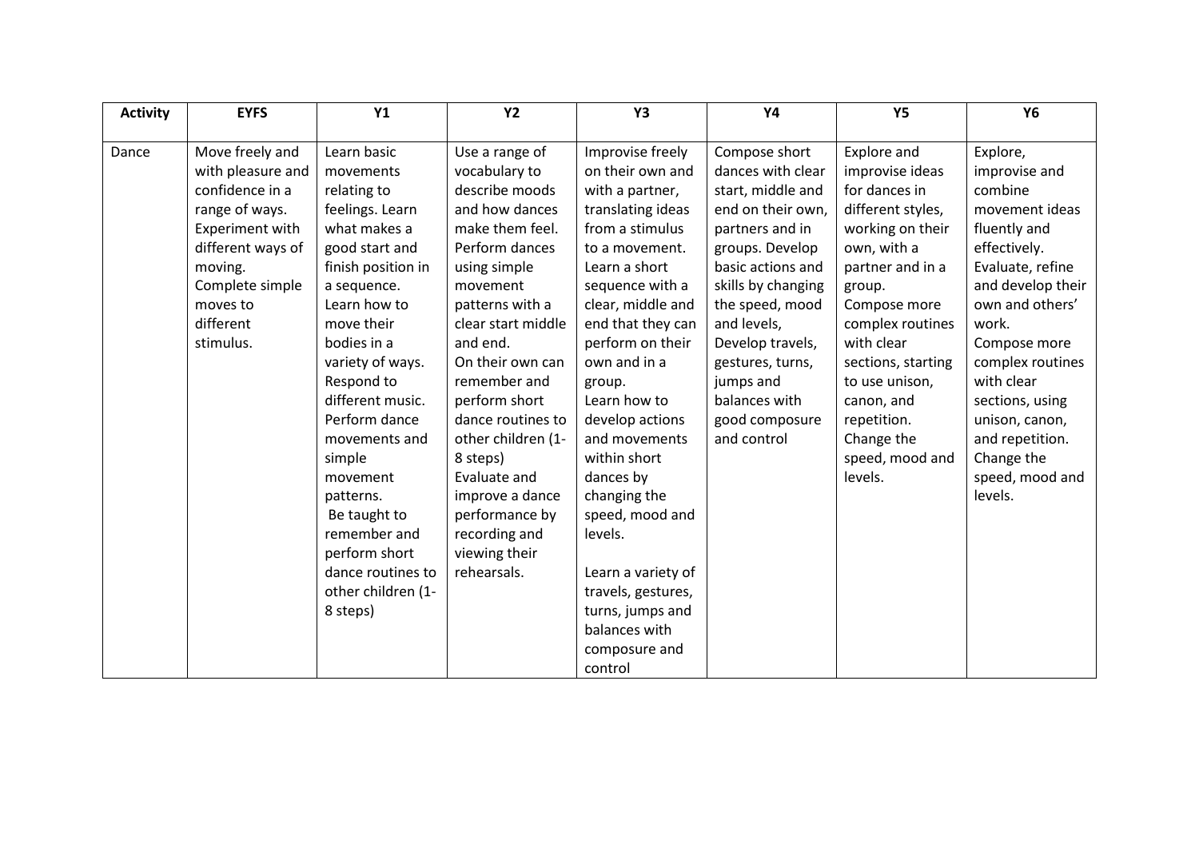| Activity | EYFS | Y1 | Y2 | Y3 | Y4 | Y5 | Y6 |
|---|---|---|---|---|---|---|---|
| Dance | Move freely and with pleasure and confidence in a range of ways. Experiment with different ways of moving. Complete simple moves to different stimulus. | Learn basic movements relating to feelings. Learn what makes a good start and finish position in a sequence. Learn how to move their bodies in a variety of ways. Respond to different music. Perform dance movements and simple movement patterns. Be taught to remember and perform short dance routines to other children (1-8 steps) | Use a range of vocabulary to describe moods and how dances make them feel. Perform dances using simple movement patterns with a clear start middle and end. On their own can remember and perform short dance routines to other children (1-8 steps) Evaluate and improve a dance performance by recording and viewing their rehearsals. | Improvise freely on their own and with a partner, translating ideas from a stimulus to a movement. Learn a short sequence with a clear, middle and end that they can perform on their own and in a group. Learn how to develop actions and movements within short dances by changing the speed, mood and levels. Learn a variety of travels, gestures, turns, jumps and balances with composure and control | Compose short dances with clear start, middle and end on their own, partners and in groups. Develop basic actions and skills by changing the speed, mood and levels, Develop travels, gestures, turns, jumps and balances with good composure and control | Explore and improvise ideas for dances in different styles, working on their own, with a partner and in a group. Compose more complex routines with clear sections, starting to use unison, canon, and repetition. Change the speed, mood and levels. | Explore, improvise and combine movement ideas fluently and effectively. Evaluate, refine and develop their own and others' work. Compose more complex routines with clear sections, using unison, canon, and repetition. Change the speed, mood and levels. |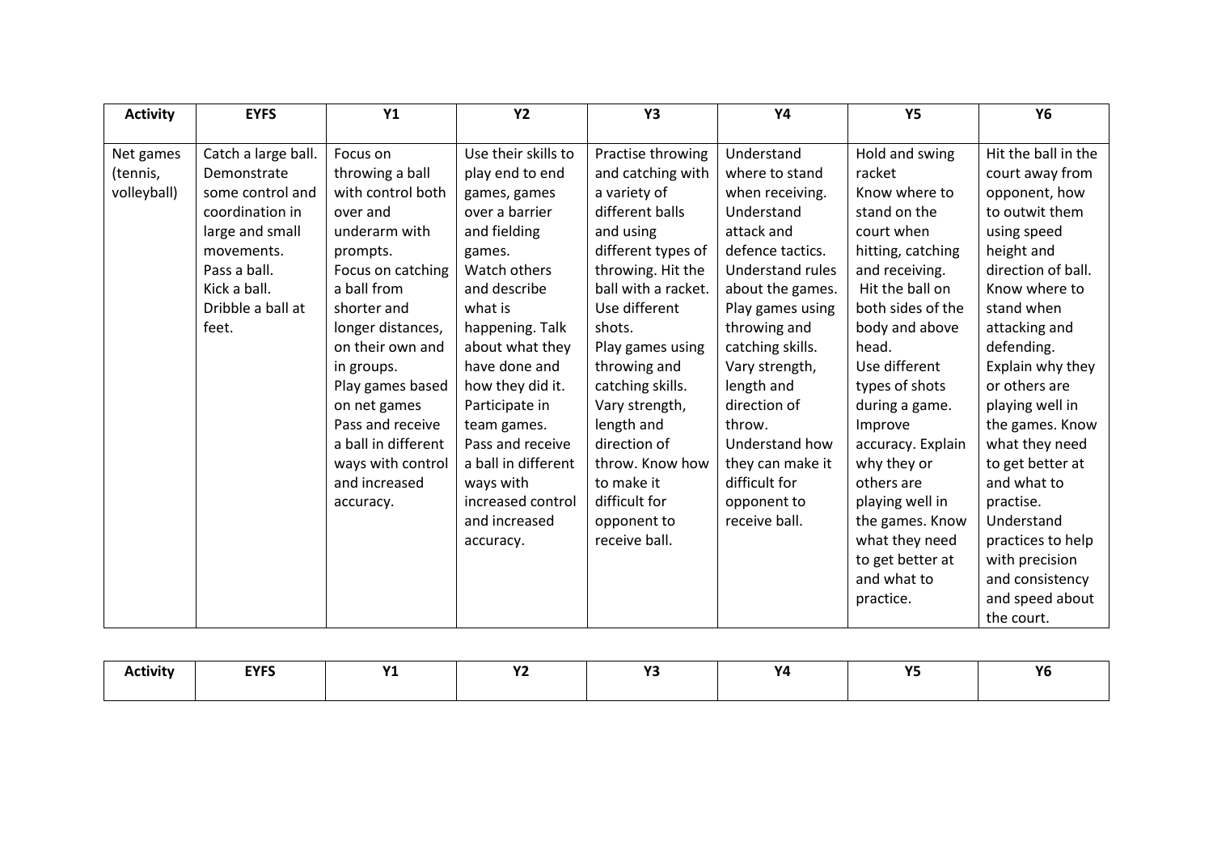| Activity | EYFS | Y1 | Y2 | Y3 | Y4 | Y5 | Y6 |
|---|---|---|---|---|---|---|---|
| Net games (tennis, volleyball) | Catch a large ball. Demonstrate some control and coordination in large and small movements. Pass a ball. Kick a ball. Dribble a ball at feet. | Focus on throwing a ball with control both over and underarm with prompts. Focus on catching a ball from shorter and longer distances, on their own and in groups. Play games based on net games Pass and receive a ball in different ways with control and increased accuracy. | Use their skills to play end to end games, games over a barrier and fielding games. Watch others and describe what is happening. Talk about what they have done and how they did it. Participate in team games. Pass and receive a ball in different ways with increased control and increased accuracy. | Practise throwing and catching with a variety of different balls and using different types of throwing. Hit the ball with a racket. Use different shots. Play games using throwing and catching skills. Vary strength, length and direction of throw. Know how to make it difficult for opponent to receive ball. | Understand where to stand when receiving. Understand attack and defence tactics. Understand rules about the games. Play games using throwing and catching skills. Vary strength, length and direction of throw. Understand how they can make it difficult for opponent to receive ball. | Hold and swing racket Know where to stand on the court when hitting, catching and receiving. Hit the ball on both sides of the body and above head. Use different types of shots during a game. Improve accuracy. Explain why they or others are playing well in the games. Know what they need to get better at and what to practice. | Hit the ball in the court away from opponent, how to outwit them using speed height and direction of ball. Know where to stand when attacking and defending. Explain why they or others are playing well in the games. Know what they need to get better at and what to practise. Understand practices to help with precision and consistency and speed about the court. |

| Activity | EYFS | Y1 | Y2 | Y3 | Y4 | Y5 | Y6 |
|---|---|---|---|---|---|---|---|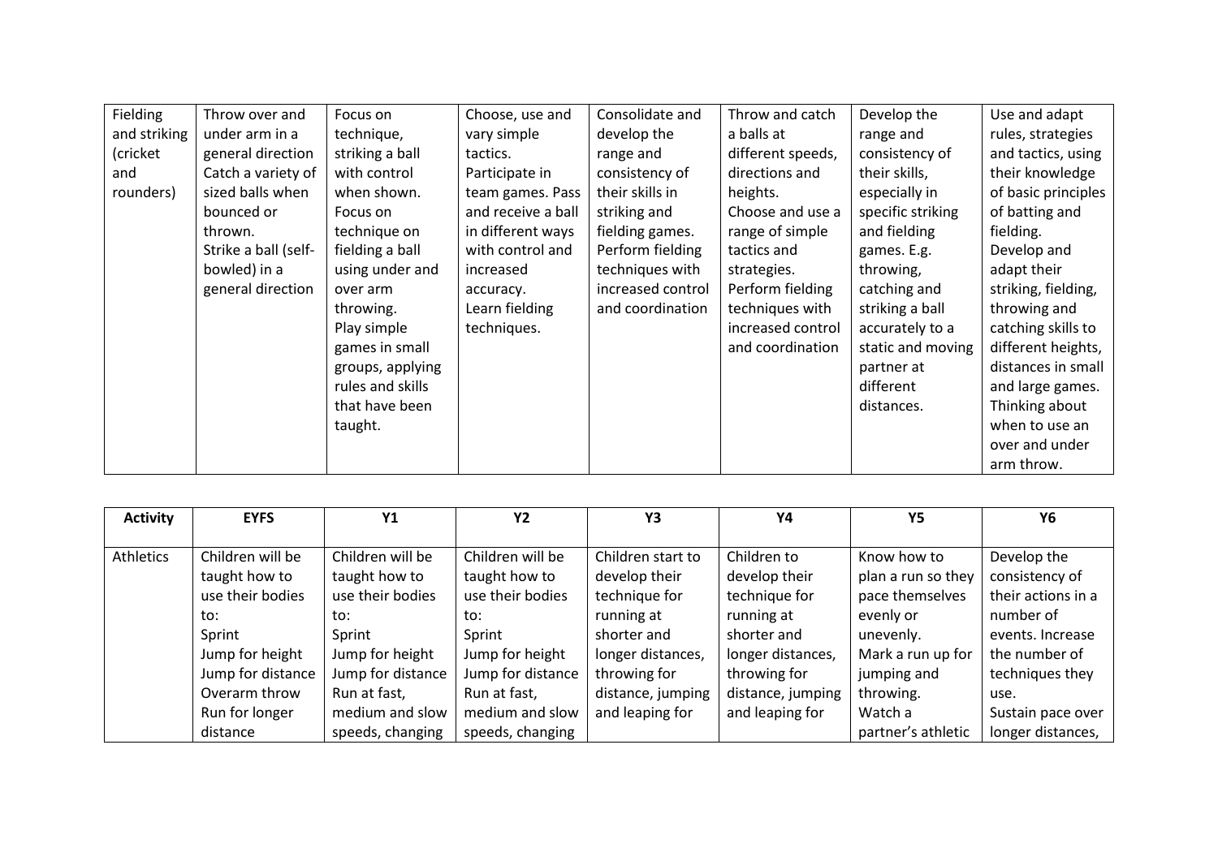| | | | | | | | |
|---|---|---|---|---|---|---|---|
| Fielding and striking (cricket and rounders) | Throw over and under arm in a general direction Catch a variety of sized balls when bounced or thrown. Strike a ball (self-bowled) in a general direction | Focus on technique, striking a ball with control when shown. Focus on technique on fielding a ball using under and over arm throwing. Play simple games in small groups, applying rules and skills that have been taught. | Choose, use and vary simple tactics. Participate in team games. Pass and receive a ball in different ways with control and increased accuracy. Learn fielding techniques. | Consolidate and develop the range and consistency of their skills in striking and fielding games. Perform fielding techniques with increased control and coordination | Throw and catch a balls at different speeds, directions and heights. Choose and use a range of simple tactics and strategies. Perform fielding techniques with increased control and coordination | Develop the range and consistency of their skills, especially in specific striking and fielding games. E.g. throwing, catching and striking a ball accurately to a static and moving partner at different distances. | Use and adapt rules, strategies and tactics, using their knowledge of basic principles of batting and fielding. Develop and adapt their striking, fielding, throwing and catching skills to different heights, distances in small and large games. Thinking about when to use an over and under arm throw. |

| **Activity** | **EYFS** | **Y1** | **Y2** | **Y3** | **Y4** | **Y5** | **Y6** |
|---|---|---|---|---|---|---|---|
| Athletics | Children will be taught how to use their bodies to: Sprint Jump for height Jump for distance Overarm throw Run for longer distance | Children will be taught how to use their bodies to: Sprint Jump for height Jump for distance Run at fast, medium and slow speeds, changing | Children will be taught how to use their bodies to: Sprint Jump for height Jump for distance Run at fast, medium and slow speeds, changing | Children start to develop their technique for running at shorter and longer distances, throwing for distance, jumping and leaping for | Children to develop their technique for running at shorter and longer distances, throwing for distance, jumping and leaping for | Know how to plan a run so they pace themselves evenly or unevenly. Mark a run up for jumping and throwing. Watch a partner's athletic | Develop the consistency of their actions in a number of events. Increase the number of techniques they use. Sustain pace over longer distances, |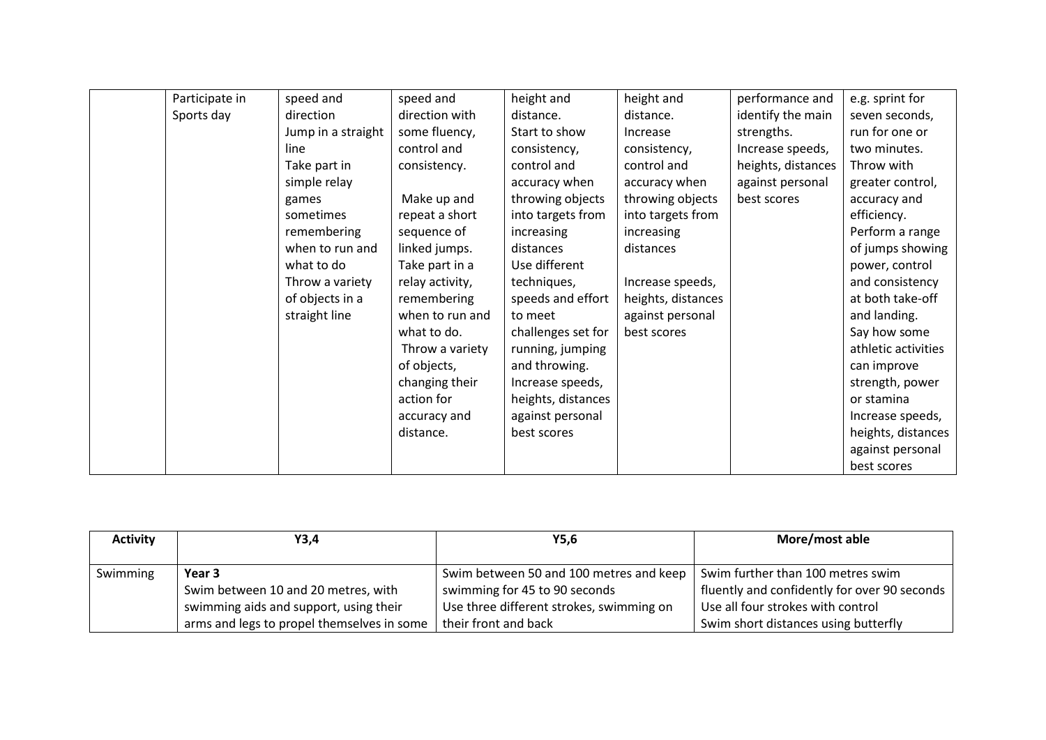| | | | | | | | |
|---|---|---|---|---|---|---|---|
| | Participate in Sports day | speed and direction<br>Jump in a straight line<br>Take part in simple relay games sometimes remembering when to run and what to do<br>Throw a variety of objects in a straight line | speed and direction with some fluency, control and consistency.<br><br>Make up and repeat a short sequence of linked jumps.<br>Take part in a relay activity, remembering when to run and what to do.<br>Throw a variety of objects, changing their action for accuracy and distance. | height and distance.<br>Start to show consistency, control and accuracy when throwing objects into targets from increasing distances<br>Use different techniques, speeds and effort to meet challenges set for running, jumping and throwing.<br>Increase speeds, heights, distances against personal best scores | height and distance.<br>Increase consistency, control and accuracy when throwing objects into targets from increasing distances<br><br>Increase speeds, heights, distances against personal best scores | performance and identify the main strengths.<br>Increase speeds, heights, distances against personal best scores | e.g. sprint for seven seconds, run for one or two minutes.<br>Throw with greater control, accuracy and efficiency.<br>Perform a range of jumps showing power, control and consistency at both take-off and landing.<br>Say how some athletic activities can improve strength, power or stamina<br>Increase speeds, heights, distances against personal best scores |

| **Activity** | **Y3,4** | **Y5,6** | **More/most able** |
|---|---|---|---|
| Swimming | **Year 3**<br>Swim between 10 and 20 metres, with swimming aids and support, using their arms and legs to propel themselves in some | Swim between 50 and 100 metres and keep swimming for 45 to 90 seconds<br>Use three different strokes, swimming on their front and back | Swim further than 100 metres swim fluently and confidently for over 90 seconds<br>Use all four strokes with control<br>Swim short distances using butterfly |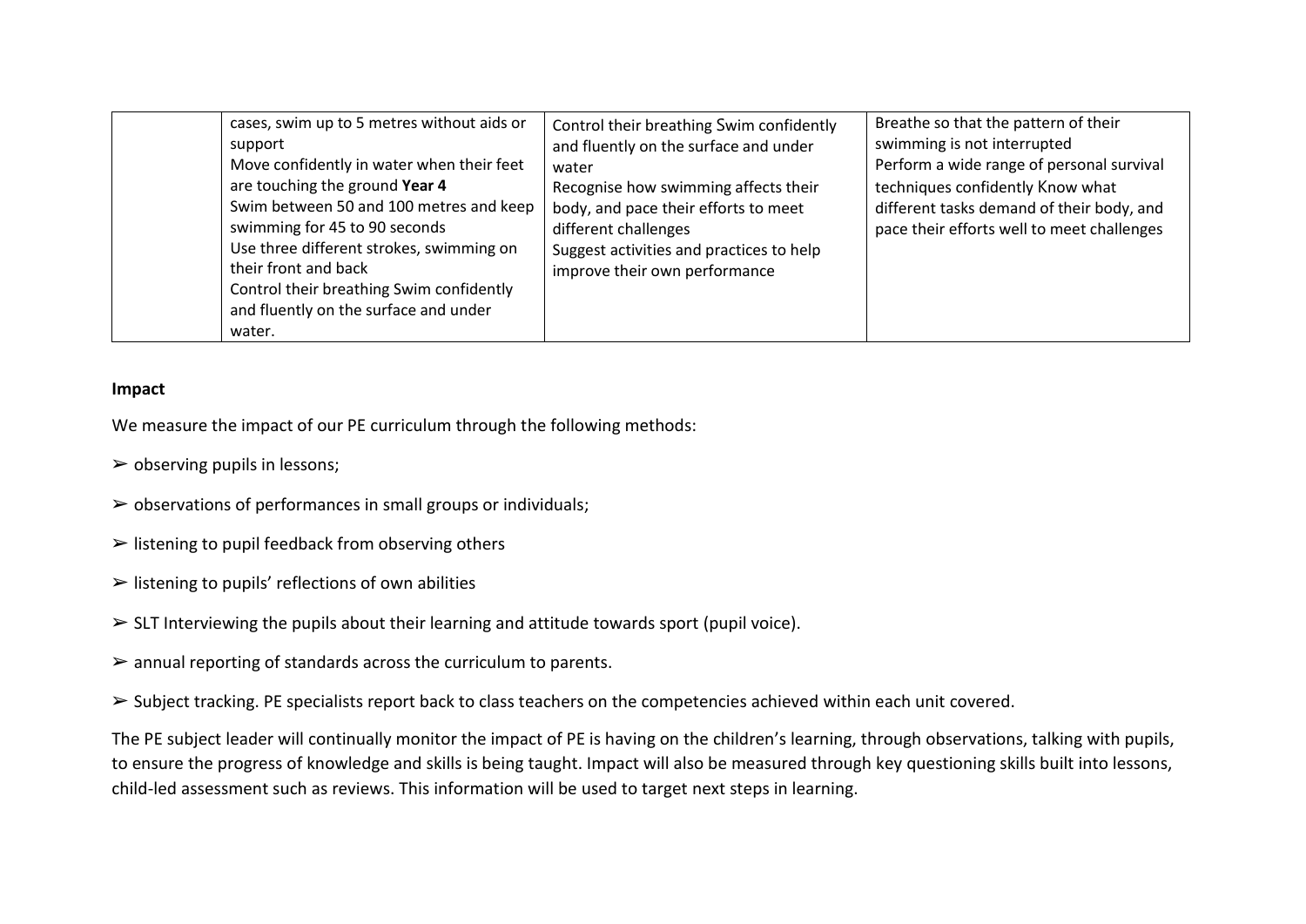| | | | |
|---|---|---|---|
| | cases, swim up to 5 metres without aids or support<br>Move confidently in water when their feet are touching the ground **Year 4**<br>Swim between 50 and 100 metres and keep swimming for 45 to 90 seconds<br>Use three different strokes, swimming on their front and back<br>Control their breathing Swim confidently and fluently on the surface and under water. | Control their breathing Swim confidently and fluently on the surface and under water<br>Recognise how swimming affects their body, and pace their efforts to meet different challenges<br>Suggest activities and practices to help improve their own performance | Breathe so that the pattern of their swimming is not interrupted<br>Perform a wide range of personal survival techniques confidently Know what different tasks demand of their body, and pace their efforts well to meet challenges |

**Impact**

We measure the impact of our PE curriculum through the following methods:

➢ observing pupils in lessons;

➢ observations of performances in small groups or individuals;

➢ listening to pupil feedback from observing others

➢ listening to pupils' reflections of own abilities

➢ SLT Interviewing the pupils about their learning and attitude towards sport (pupil voice).

➢ annual reporting of standards across the curriculum to parents.

➢ Subject tracking. PE specialists report back to class teachers on the competencies achieved within each unit covered.

The PE subject leader will continually monitor the impact of PE is having on the children's learning, through observations, talking with pupils, to ensure the progress of knowledge and skills is being taught. Impact will also be measured through key questioning skills built into lessons, child-led assessment such as reviews. This information will be used to target next steps in learning.